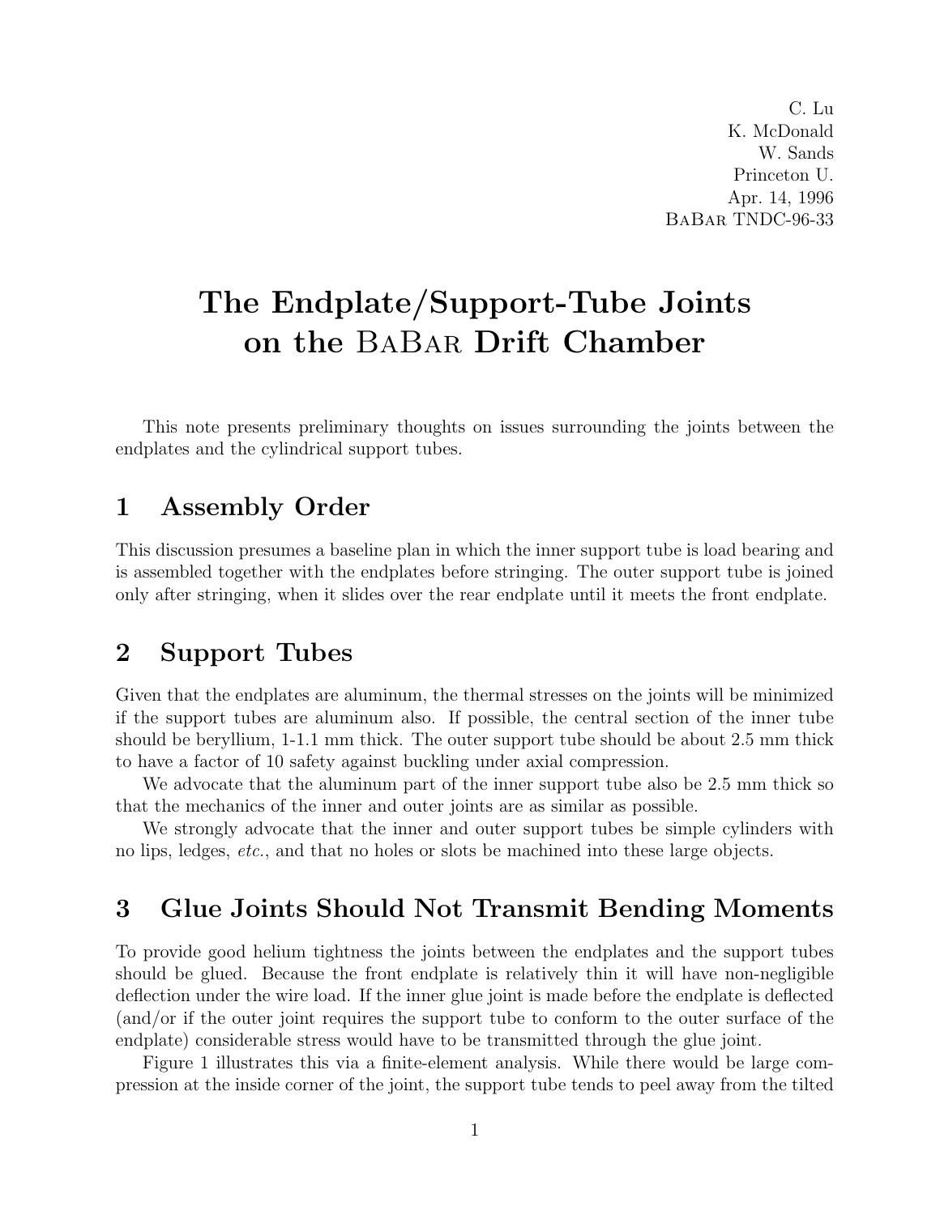C. Lu
K. McDonald
W. Sands
Princeton U.
Apr. 14, 1996
BaBar TNDC-96-33

# The Endplate/Support-Tube Joints on the BaBar Drift Chamber

This note presents preliminary thoughts on issues surrounding the joints between the endplates and the cylindrical support tubes.

## 1 Assembly Order

This discussion presumes a baseline plan in which the inner support tube is load bearing and is assembled together with the endplates before stringing. The outer support tube is joined only after stringing, when it slides over the rear endplate until it meets the front endplate.

## 2 Support Tubes

Given that the endplates are aluminum, the thermal stresses on the joints will be minimized if the support tubes are aluminum also. If possible, the central section of the inner tube should be beryllium, 1-1.1 mm thick. The outer support tube should be about 2.5 mm thick to have a factor of 10 safety against buckling under axial compression.

We advocate that the aluminum part of the inner support tube also be 2.5 mm thick so that the mechanics of the inner and outer joints are as similar as possible.

We strongly advocate that the inner and outer support tubes be simple cylinders with no lips, ledges, *etc.*, and that no holes or slots be machined into these large objects.

## 3 Glue Joints Should Not Transmit Bending Moments

To provide good helium tightness the joints between the endplates and the support tubes should be glued. Because the front endplate is relatively thin it will have non-negligible deflection under the wire load. If the inner glue joint is made before the endplate is deflected (and/or if the outer joint requires the support tube to conform to the outer surface of the endplate) considerable stress would have to be transmitted through the glue joint.

Figure 1 illustrates this via a finite-element analysis. While there would be large compression at the inside corner of the joint, the support tube tends to peel away from the tilted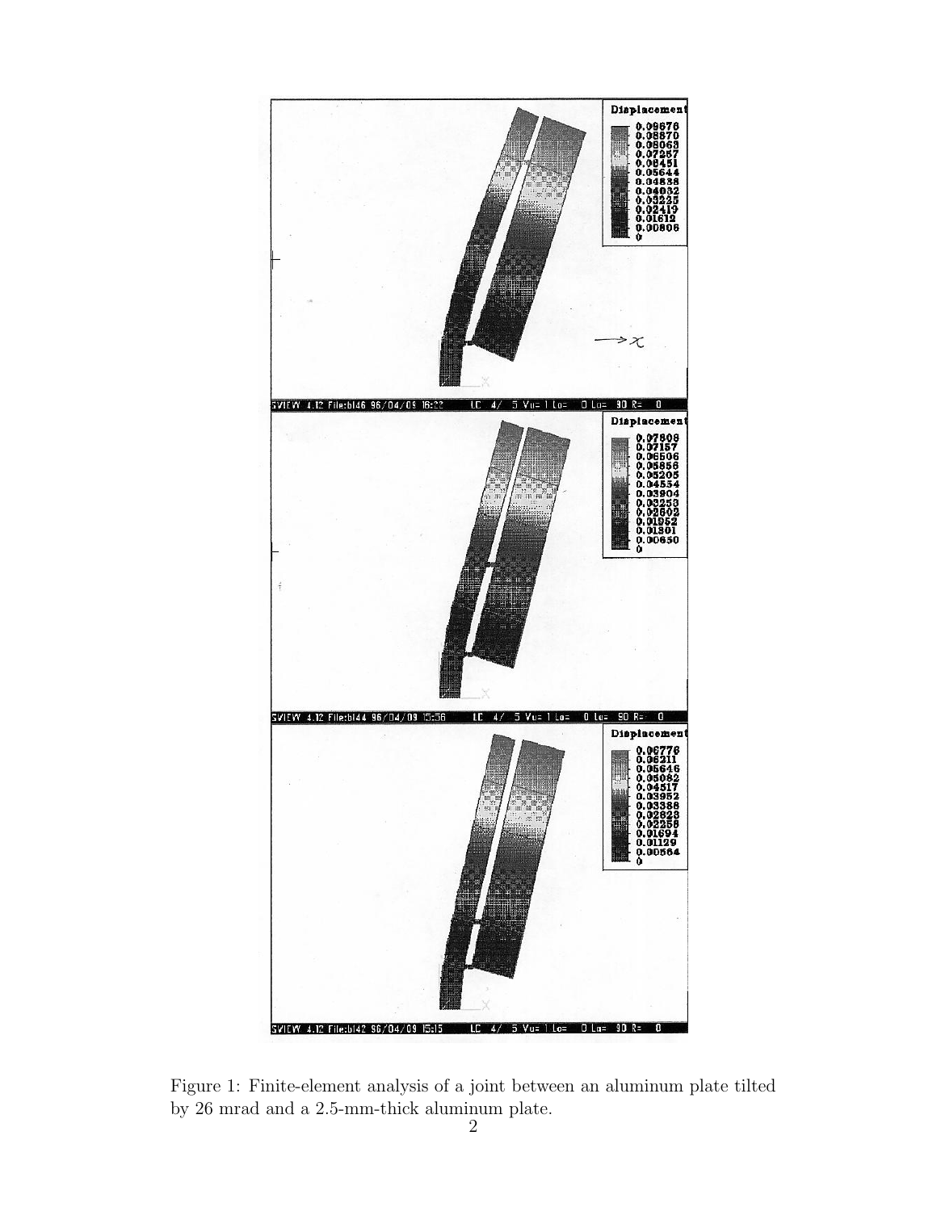Figure 1: Finite-element analysis of a joint between an aluminum plate tilted by 26 mrad and a 2.5-mm-thick aluminum plate.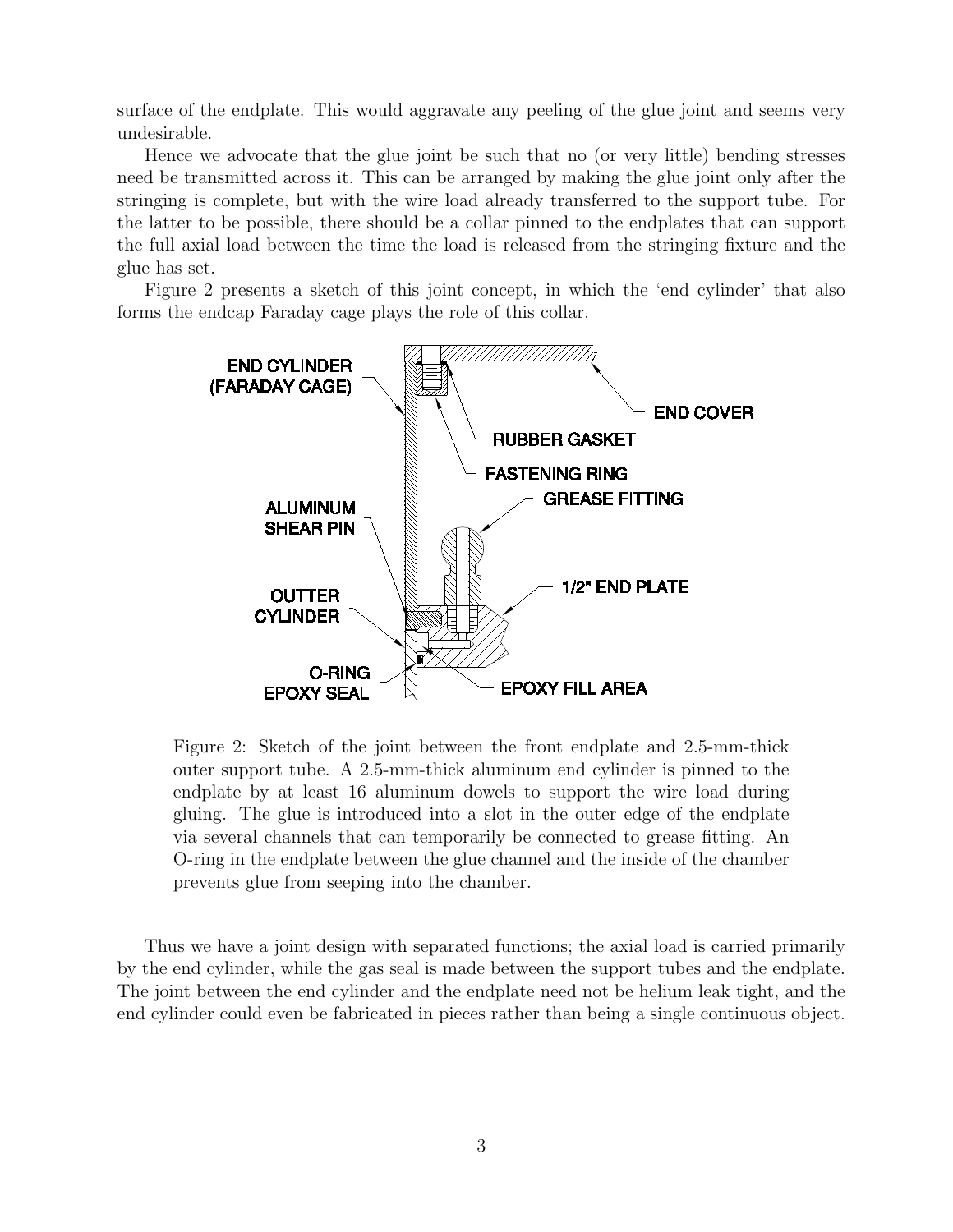surface of the endplate. This would aggravate any peeling of the glue joint and seems very undesirable.

Hence we advocate that the glue joint be such that no (or very little) bending stresses need be transmitted across it. This can be arranged by making the glue joint only after the stringing is complete, but with the wire load already transferred to the support tube. For the latter to be possible, there should be a collar pinned to the endplates that can support the full axial load between the time the load is released from the stringing fixture and the glue has set.

Figure 2 presents a sketch of this joint concept, in which the 'end cylinder' that also forms the endcap Faraday cage plays the role of this collar.

Figure 2: Sketch of the joint between the front endplate and 2.5-mm-thick outer support tube. A 2.5-mm-thick aluminum end cylinder is pinned to the endplate by at least 16 aluminum dowels to support the wire load during gluing. The glue is introduced into a slot in the outer edge of the endplate via several channels that can temporarily be connected to grease fitting. An O-ring in the endplate between the glue channel and the inside of the chamber prevents glue from seeping into the chamber.

Thus we have a joint design with separated functions; the axial load is carried primarily by the end cylinder, while the gas seal is made between the support tubes and the endplate. The joint between the end cylinder and the endplate need not be helium leak tight, and the end cylinder could even be fabricated in pieces rather than being a single continuous object.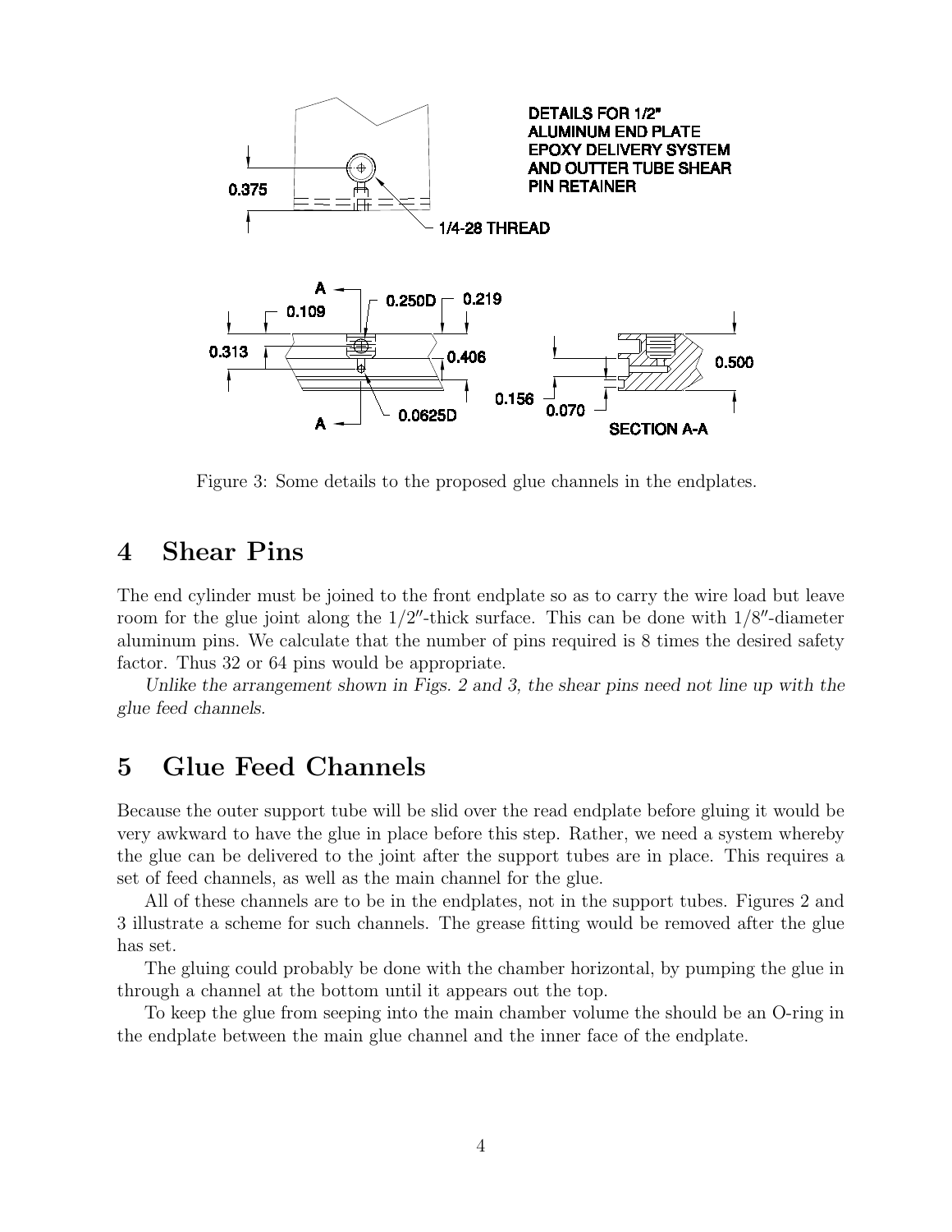DETAILS FOR 1/2"
ALUMINUM END PLATE
EPOXY DELIVERY SYSTEM
AND OUTTER TUBE SHEAR
PIN RETAINER

0.375

1/4-28 THREAD

A
0.109
0.250D
0.219
0.313
0.406
0.0625D
A

0.156
0.070
0.500
SECTION A-A

Figure 3: Some details to the proposed glue channels in the endplates.

## 4 Shear Pins

The end cylinder must be joined to the front endplate so as to carry the wire load but leave room for the glue joint along the 1/2″-thick surface. This can be done with 1/8″-diameter aluminum pins. We calculate that the number of pins required is 8 times the desired safety factor. Thus 32 or 64 pins would be appropriate.

*Unlike the arrangement shown in Figs. 2 and 3, the shear pins need not line up with the glue feed channels.*

## 5 Glue Feed Channels

Because the outer support tube will be slid over the read endplate before gluing it would be very awkward to have the glue in place before this step. Rather, we need a system whereby the glue can be delivered to the joint after the support tubes are in place. This requires a set of feed channels, as well as the main channel for the glue.

All of these channels are to be in the endplates, not in the support tubes. Figures 2 and 3 illustrate a scheme for such channels. The grease fitting would be removed after the glue has set.

The gluing could probably be done with the chamber horizontal, by pumping the glue in through a channel at the bottom until it appears out the top.

To keep the glue from seeping into the main chamber volume the should be an O-ring in the endplate between the main glue channel and the inner face of the endplate.